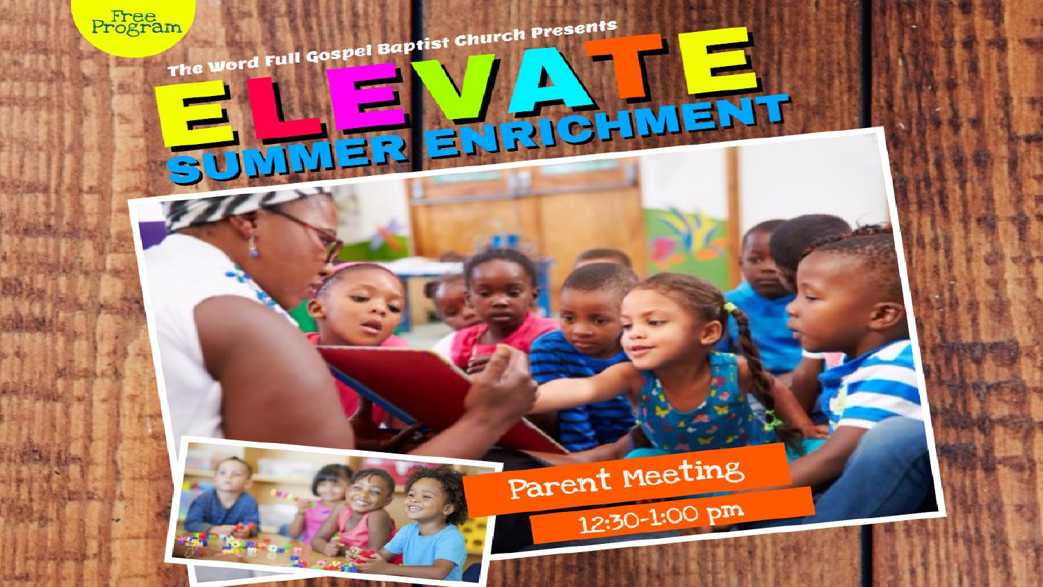Free Program

The Word Full Gospel Baptist Church Presents

# ELEVATE

## SUMMER ENRICHMENT

Parent Meeting

12:30-1:00 pm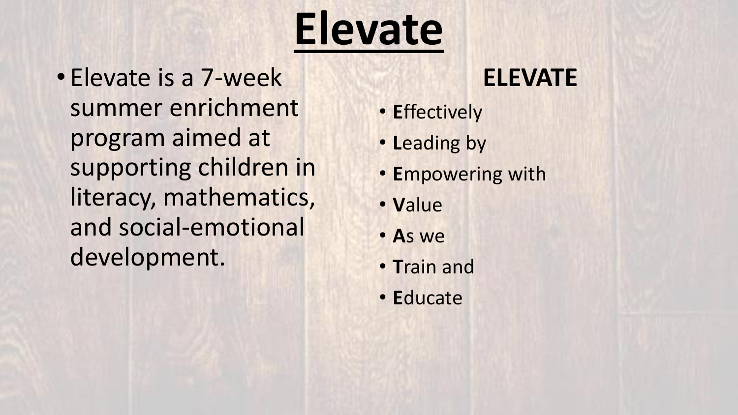# Elevate

- Elevate is a 7-week summer enrichment program aimed at supporting children in literacy, mathematics, and social-emotional development.

**ELEVATE**

- **E**ffectively
- **L**eading by
- **E**mpowering with
- **V**alue
- **A**s we
- **T**rain and
- **E**ducate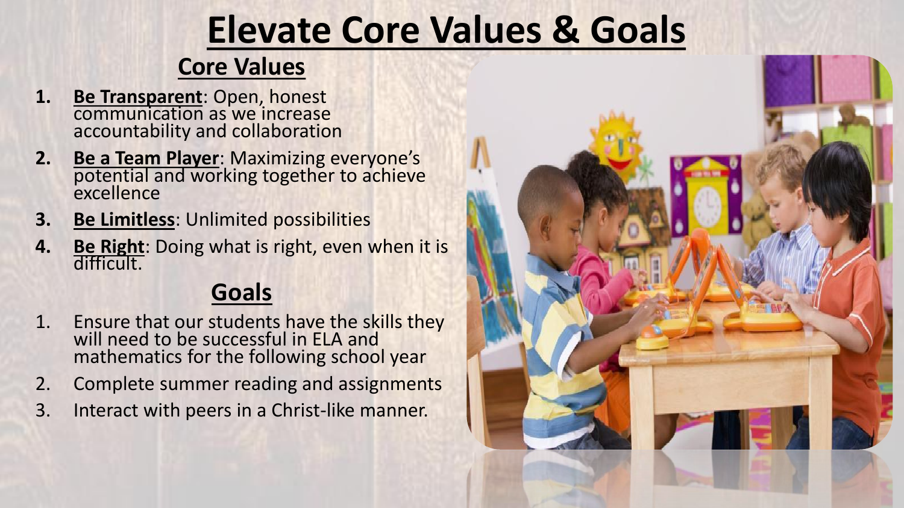# Elevate Core Values & Goals

## Core Values

1. **Be Transparent**: Open, honest communication as we increase accountability and collaboration
2. **Be a Team Player**: Maximizing everyone's potential and working together to achieve excellence
3. **Be Limitless**: Unlimited possibilities
4. **Be Right**: Doing what is right, even when it is difficult.

## Goals

1. Ensure that our students have the skills they will need to be successful in ELA and mathematics for the following school year
2. Complete summer reading and assignments
3. Interact with peers in a Christ-like manner.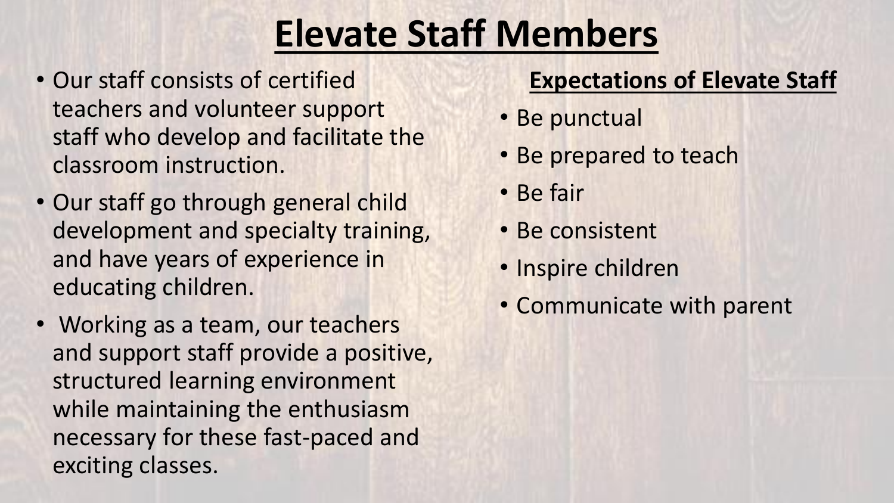# Elevate Staff Members

- Our staff consists of certified teachers and volunteer support staff who develop and facilitate the classroom instruction.
- Our staff go through general child development and specialty training, and have years of experience in educating children.
- Working as a team, our teachers and support staff provide a positive, structured learning environment while maintaining the enthusiasm necessary for these fast-paced and exciting classes.

## Expectations of Elevate Staff

- Be punctual
- Be prepared to teach
- Be fair
- Be consistent
- Inspire children
- Communicate with parent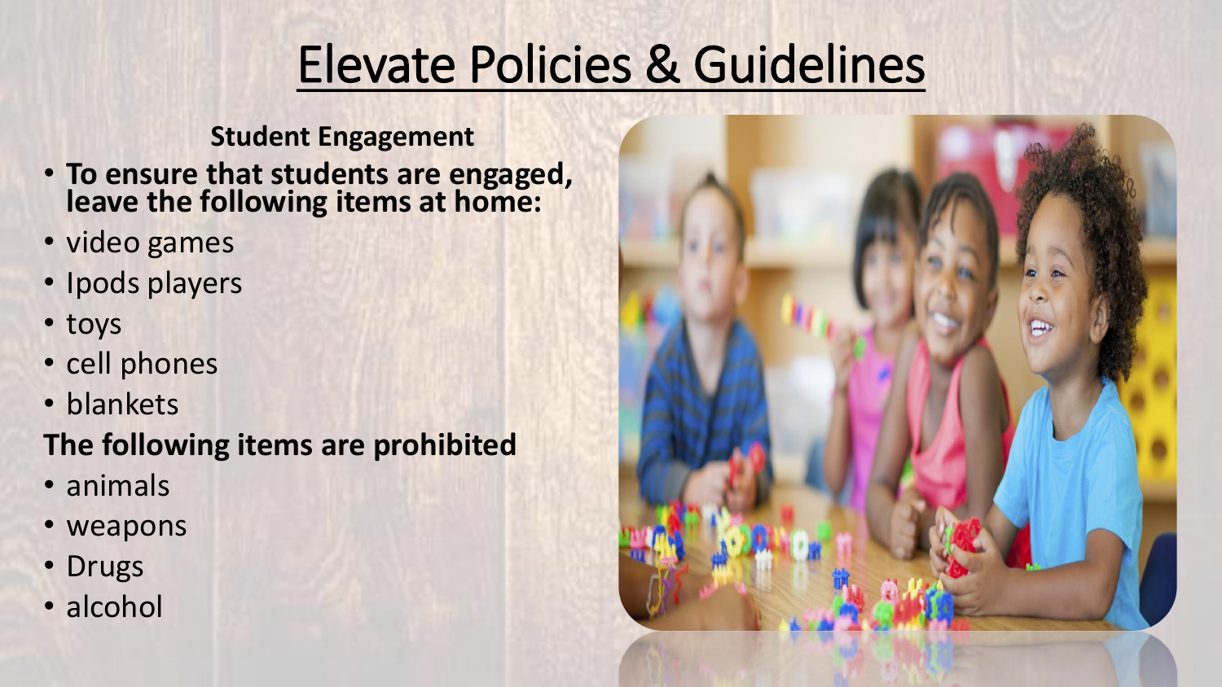# Elevate Policies & Guidelines

**Student Engagement**

- **To ensure that students are engaged, leave the following items at home:**
- video games
- Ipods players
- toys
- cell phones
- blankets

**The following items are prohibited**

- animals
- weapons
- Drugs
- alcohol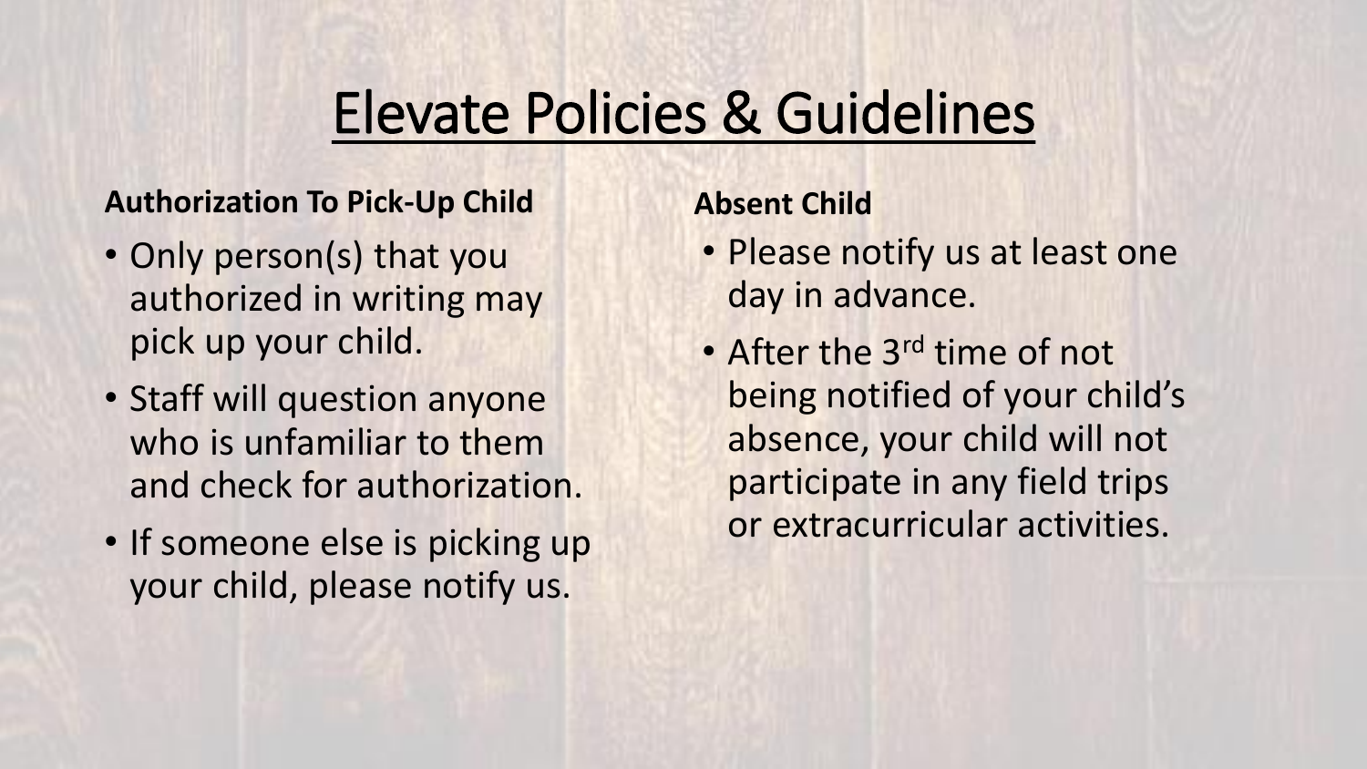# Elevate Policies & Guidelines

**Authorization To Pick-Up Child**

- Only person(s) that you authorized in writing may pick up your child.
- Staff will question anyone who is unfamiliar to them and check for authorization.
- If someone else is picking up your child, please notify us.

**Absent Child**

- Please notify us at least one day in advance.
- After the 3rd time of not being notified of your child's absence, your child will not participate in any field trips or extracurricular activities.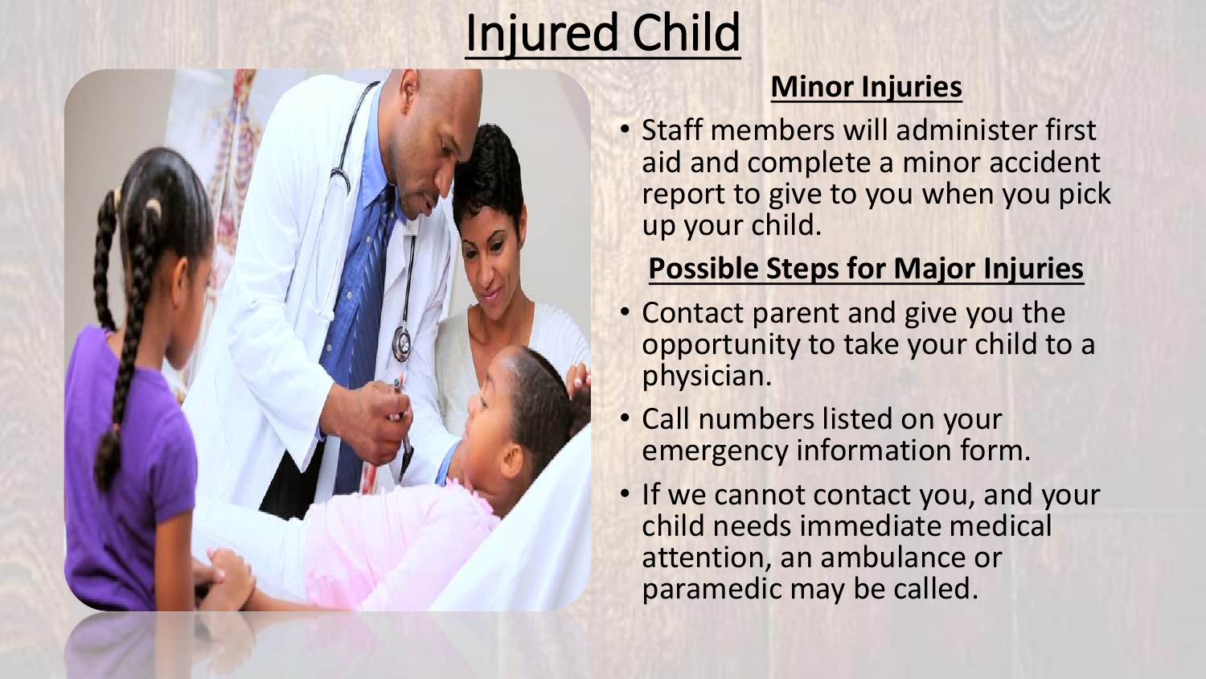# Injured Child

## Minor Injuries

- Staff members will administer first aid and complete a minor accident report to give to you when you pick up your child.

## Possible Steps for Major Injuries

- Contact parent and give you the opportunity to take your child to a physician.
- Call numbers listed on your emergency information form.
- If we cannot contact you, and your child needs immediate medical attention, an ambulance or paramedic may be called.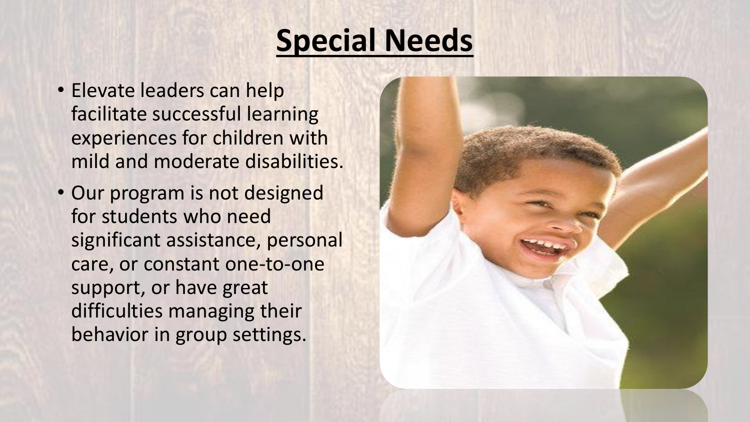# Special Needs

- Elevate leaders can help facilitate successful learning experiences for children with mild and moderate disabilities.
- Our program is not designed for students who need significant assistance, personal care, or constant one-to-one support, or have great difficulties managing their behavior in group settings.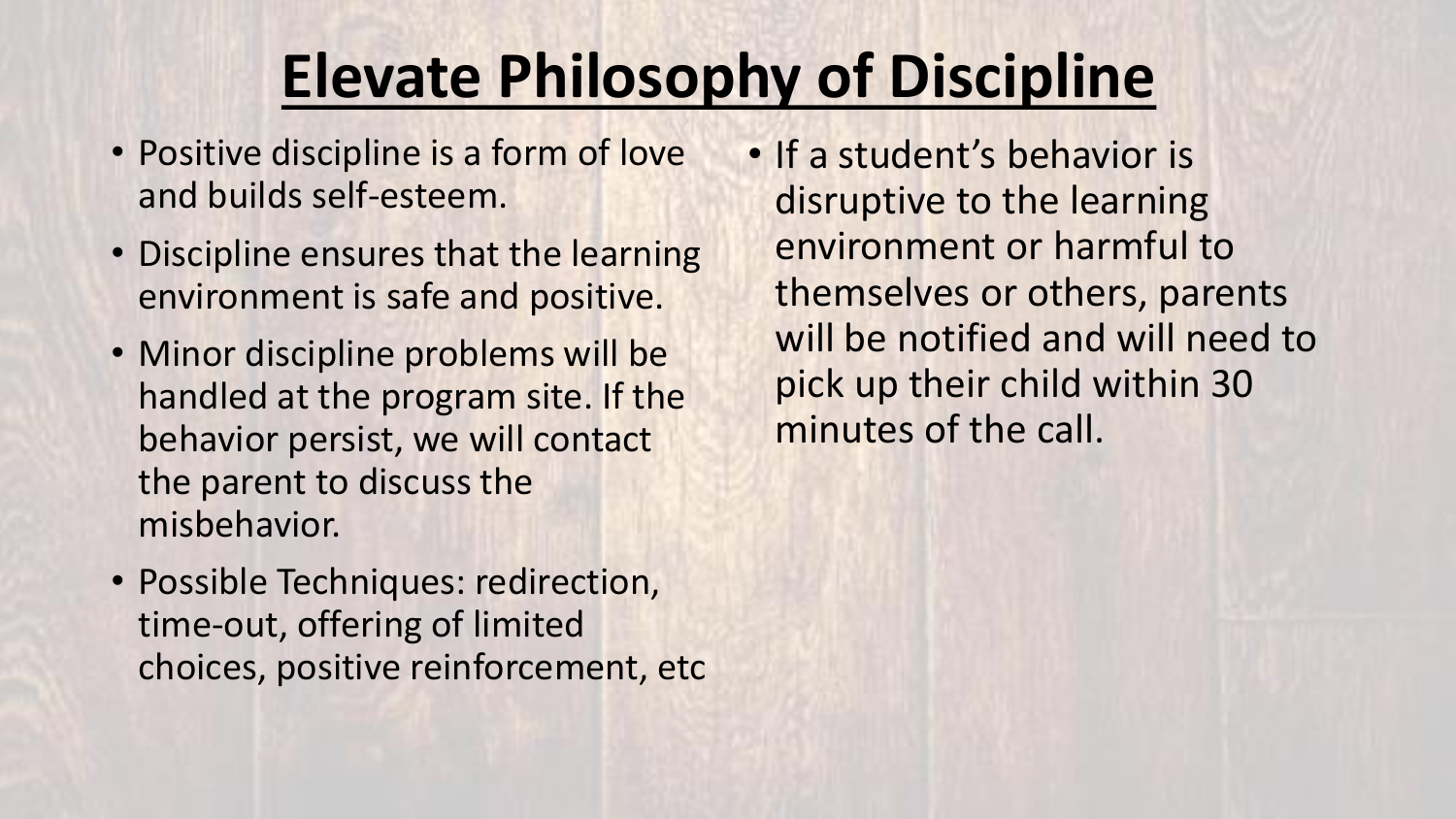# Elevate Philosophy of Discipline

- Positive discipline is a form of love and builds self-esteem.
- Discipline ensures that the learning environment is safe and positive.
- Minor discipline problems will be handled at the program site. If the behavior persist, we will contact the parent to discuss the misbehavior.
- Possible Techniques: redirection, time-out, offering of limited choices, positive reinforcement, etc
- If a student's behavior is disruptive to the learning environment or harmful to themselves or others, parents will be notified and will need to pick up their child within 30 minutes of the call.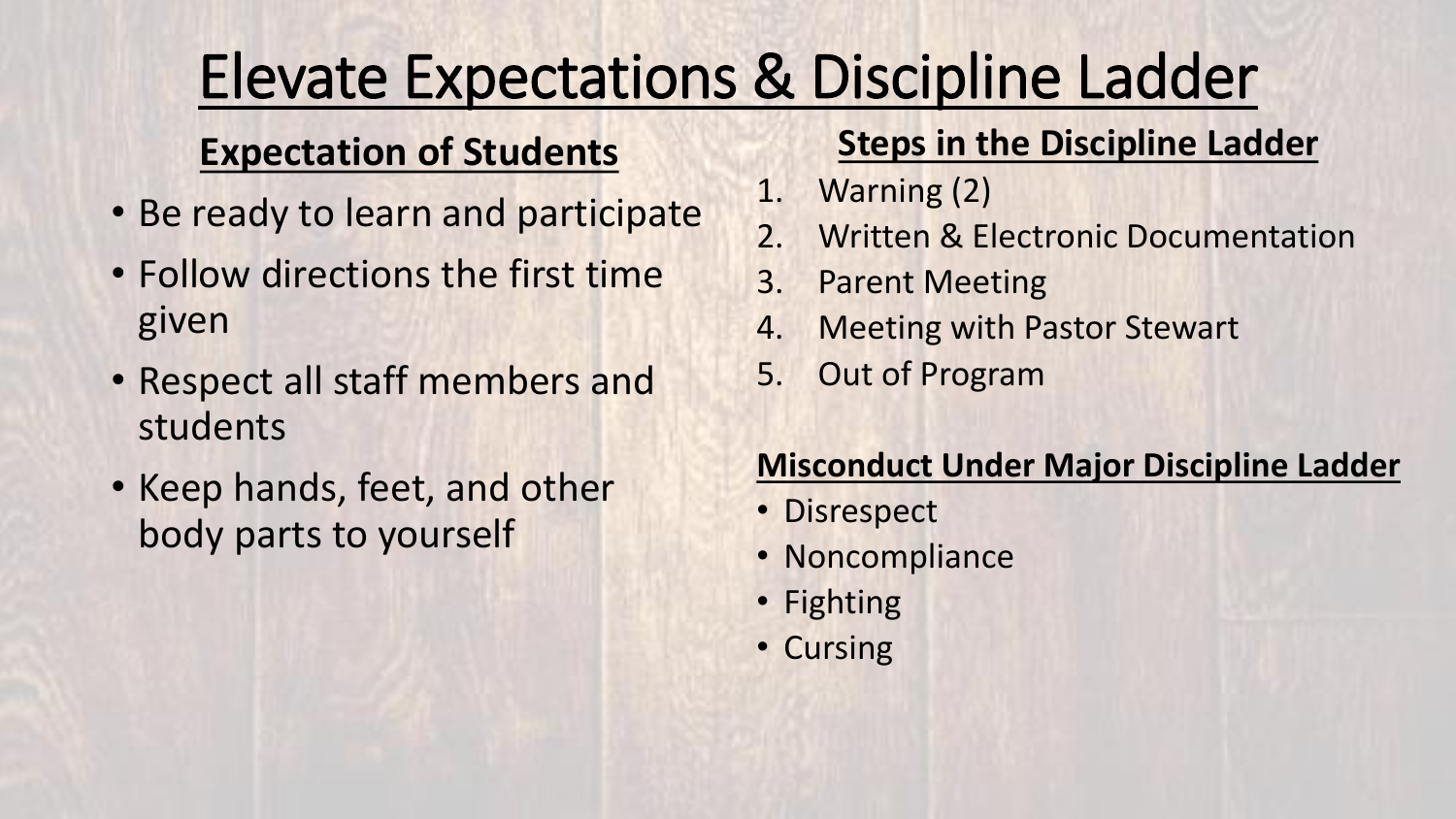# Elevate Expectations & Discipline Ladder

## Expectation of Students

- Be ready to learn and participate
- Follow directions the first time given
- Respect all staff members and students
- Keep hands, feet, and other body parts to yourself

## Steps in the Discipline Ladder

1. Warning (2)
2. Written & Electronic Documentation
3. Parent Meeting
4. Meeting with Pastor Stewart
5. Out of Program

## Misconduct Under Major Discipline Ladder

- Disrespect
- Noncompliance
- Fighting
- Cursing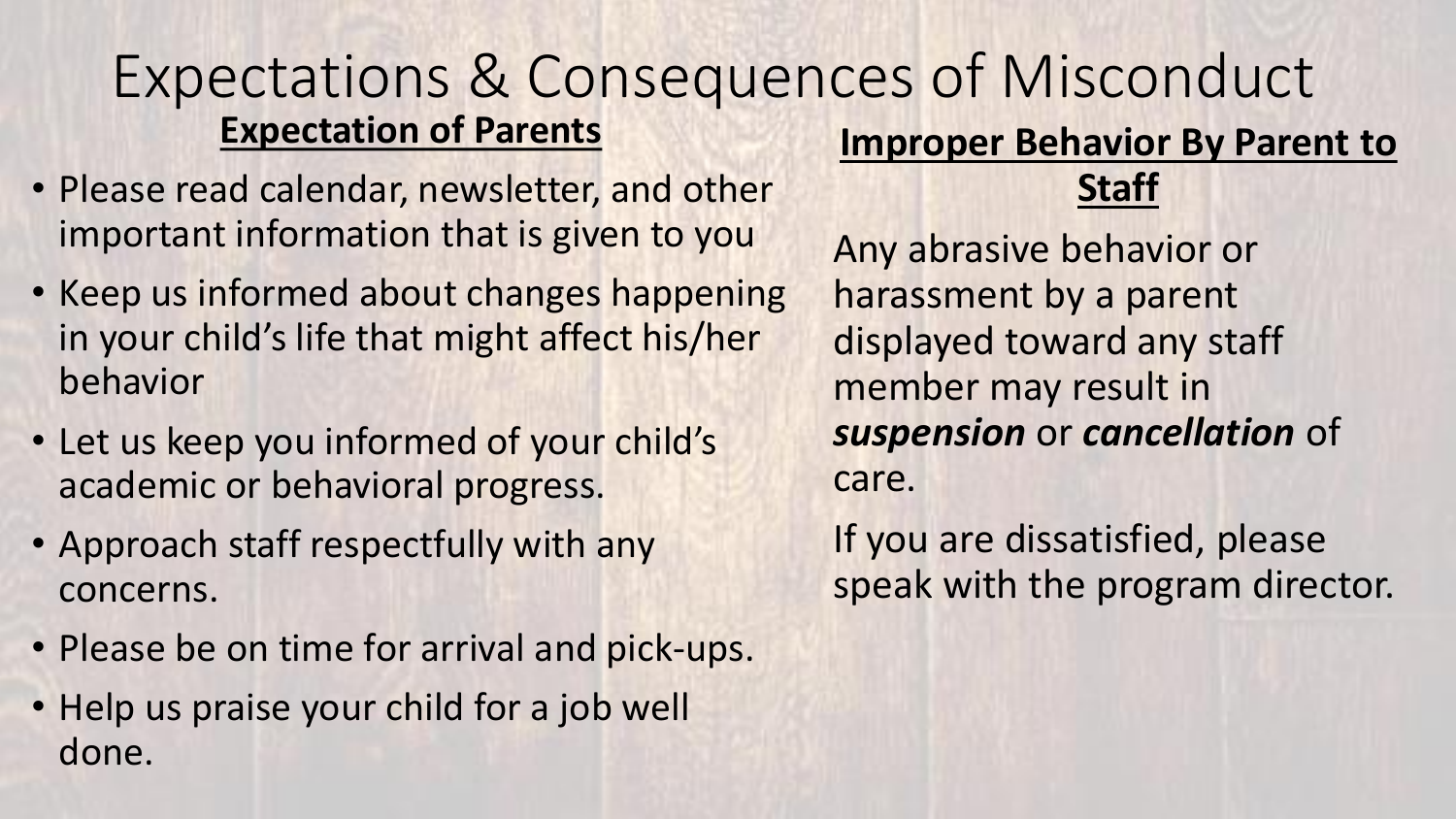# Expectations & Consequences of Misconduct

## Expectation of Parents

- Please read calendar, newsletter, and other important information that is given to you
- Keep us informed about changes happening in your child's life that might affect his/her behavior
- Let us keep you informed of your child's academic or behavioral progress.
- Approach staff respectfully with any concerns.
- Please be on time for arrival and pick-ups.
- Help us praise your child for a job well done.

## Improper Behavior By Parent to Staff

Any abrasive behavior or harassment by a parent displayed toward any staff member may result in ***suspension*** or ***cancellation*** of care.

If you are dissatisfied, please speak with the program director.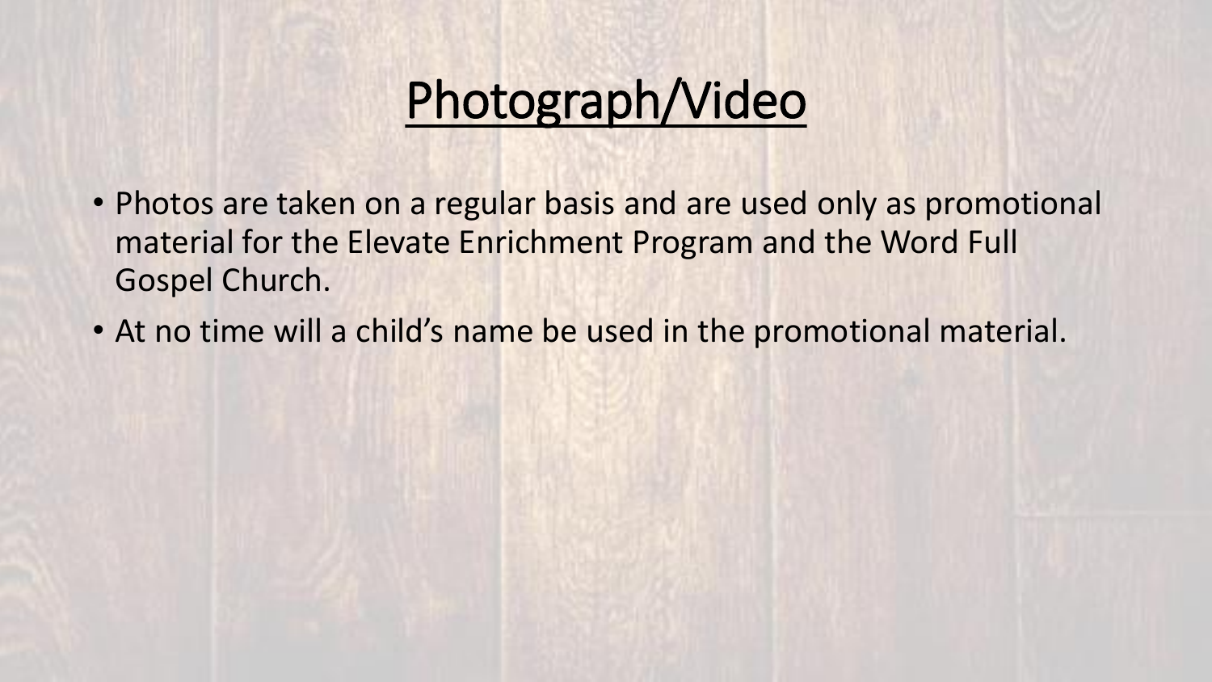# Photograph/Video

- Photos are taken on a regular basis and are used only as promotional material for the Elevate Enrichment Program and the Word Full Gospel Church.
- At no time will a child's name be used in the promotional material.